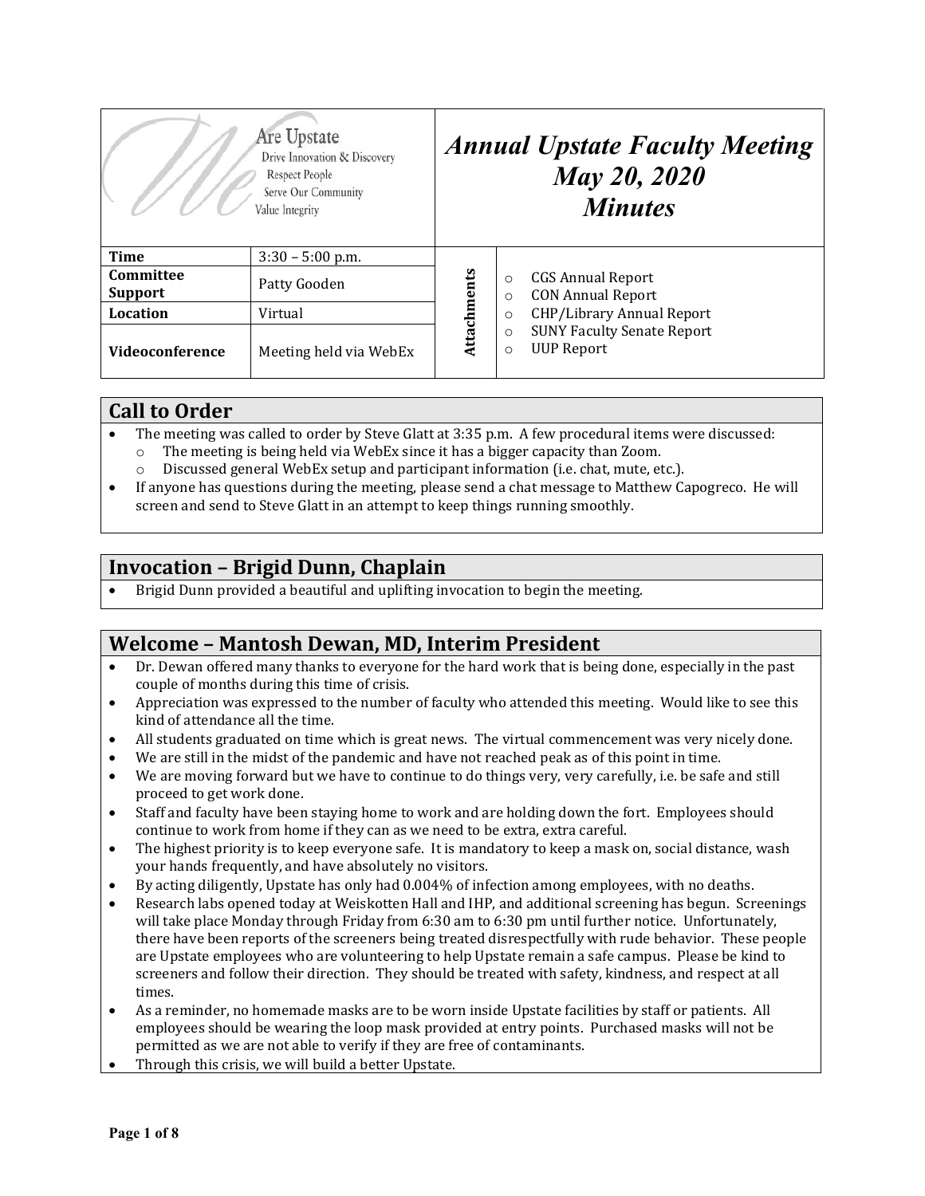| We Are Upstate<br>Drive Innovation & Discovery<br>Respect People<br>Serve Our Community<br>Value Integrity | | ***Annual Upstate Faculty Meeting<br>May 20, 2020<br>Minutes*** | |
|---|---|---|---|
| **Time** | 3:30 – 5:00 p.m. | **Attachments** | ○ CGS Annual Report<br>○ CON Annual Report<br>○ CHP/Library Annual Report<br>○ SUNY Faculty Senate Report<br>○ UUP Report |
| **Committee Support** | Patty Gooden | | |
| **Location** | Virtual | | |
| **Videoconference** | Meeting held via WebEx | | |

## Call to Order

- The meeting was called to order by Steve Glatt at 3:35 p.m. A few procedural items were discussed:
  - The meeting is being held via WebEx since it has a bigger capacity than Zoom.
  - Discussed general WebEx setup and participant information (i.e. chat, mute, etc.).
- If anyone has questions during the meeting, please send a chat message to Matthew Capogreco. He will screen and send to Steve Glatt in an attempt to keep things running smoothly.

## Invocation – Brigid Dunn, Chaplain

- Brigid Dunn provided a beautiful and uplifting invocation to begin the meeting.

## Welcome – Mantosh Dewan, MD, Interim President

- Dr. Dewan offered many thanks to everyone for the hard work that is being done, especially in the past couple of months during this time of crisis.
- Appreciation was expressed to the number of faculty who attended this meeting. Would like to see this kind of attendance all the time.
- All students graduated on time which is great news. The virtual commencement was very nicely done.
- We are still in the midst of the pandemic and have not reached peak as of this point in time.
- We are moving forward but we have to continue to do things very, very carefully, i.e. be safe and still proceed to get work done.
- Staff and faculty have been staying home to work and are holding down the fort. Employees should continue to work from home if they can as we need to be extra, extra careful.
- The highest priority is to keep everyone safe. It is mandatory to keep a mask on, social distance, wash your hands frequently, and have absolutely no visitors.
- By acting diligently, Upstate has only had 0.004% of infection among employees, with no deaths.
- Research labs opened today at Weiskotten Hall and IHP, and additional screening has begun. Screenings will take place Monday through Friday from 6:30 am to 6:30 pm until further notice. Unfortunately, there have been reports of the screeners being treated disrespectfully with rude behavior. These people are Upstate employees who are volunteering to help Upstate remain a safe campus. Please be kind to screeners and follow their direction. They should be treated with safety, kindness, and respect at all times.
- As a reminder, no homemade masks are to be worn inside Upstate facilities by staff or patients. All employees should be wearing the loop mask provided at entry points. Purchased masks will not be permitted as we are not able to verify if they are free of contaminants.
- Through this crisis, we will build a better Upstate.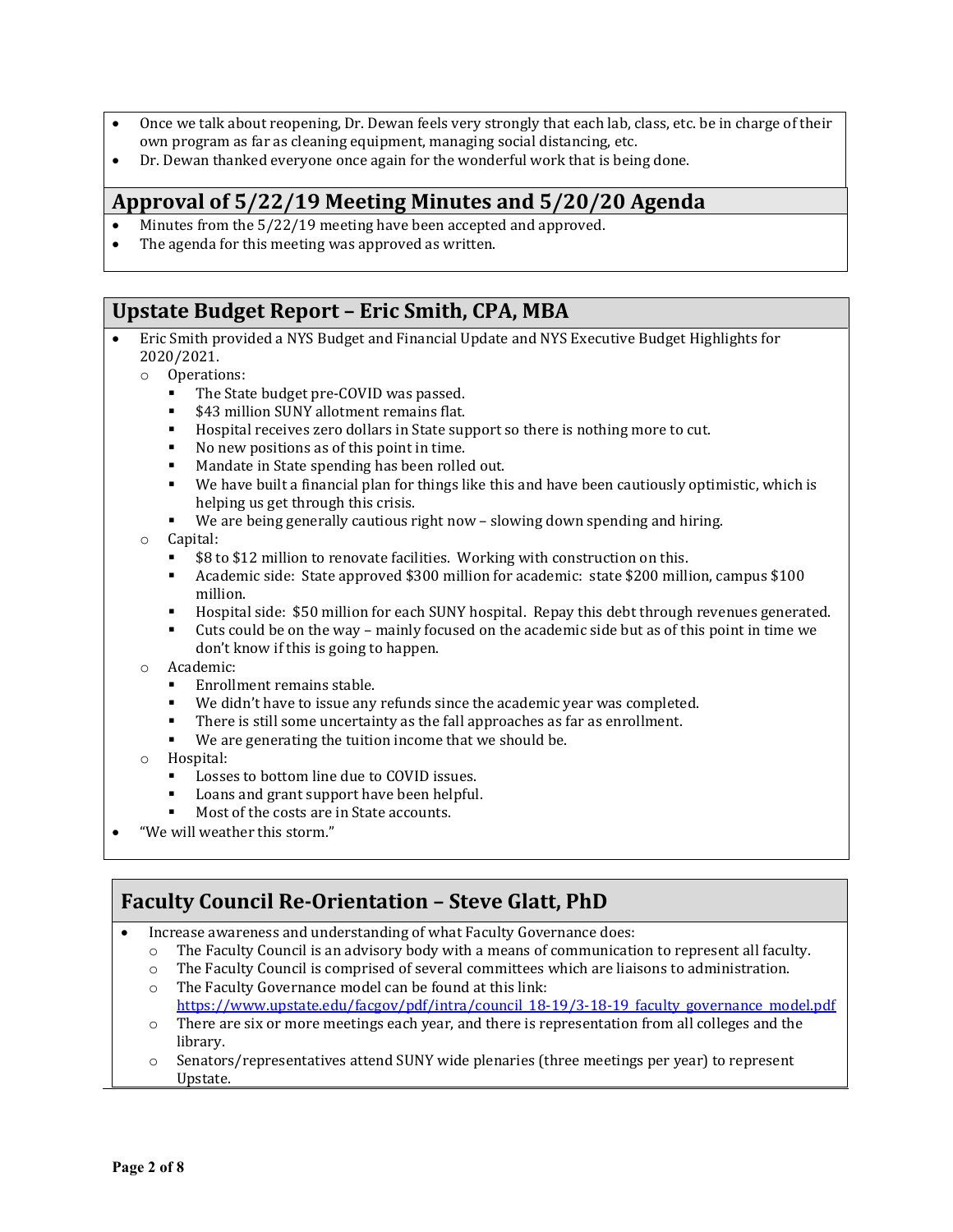- Once we talk about reopening, Dr. Dewan feels very strongly that each lab, class, etc. be in charge of their own program as far as cleaning equipment, managing social distancing, etc.
- Dr. Dewan thanked everyone once again for the wonderful work that is being done.

## Approval of 5/22/19 Meeting Minutes and 5/20/20 Agenda

- Minutes from the 5/22/19 meeting have been accepted and approved.
- The agenda for this meeting was approved as written.

## Upstate Budget Report – Eric Smith, CPA, MBA

- Eric Smith provided a NYS Budget and Financial Update and NYS Executive Budget Highlights for 2020/2021.
  - Operations:
    - The State budget pre-COVID was passed.
    - $43 million SUNY allotment remains flat.
    - Hospital receives zero dollars in State support so there is nothing more to cut.
    - No new positions as of this point in time.
    - Mandate in State spending has been rolled out.
    - We have built a financial plan for things like this and have been cautiously optimistic, which is helping us get through this crisis.
    - We are being generally cautious right now – slowing down spending and hiring.
  - Capital:
    - $8 to $12 million to renovate facilities. Working with construction on this.
    - Academic side: State approved $300 million for academic: state $200 million, campus $100 million.
    - Hospital side: $50 million for each SUNY hospital. Repay this debt through revenues generated.
    - Cuts could be on the way – mainly focused on the academic side but as of this point in time we don't know if this is going to happen.
  - Academic:
    - Enrollment remains stable.
    - We didn't have to issue any refunds since the academic year was completed.
    - There is still some uncertainty as the fall approaches as far as enrollment.
    - We are generating the tuition income that we should be.
  - Hospital:
    - Losses to bottom line due to COVID issues.
    - Loans and grant support have been helpful.
    - Most of the costs are in State accounts.
- "We will weather this storm."

## Faculty Council Re-Orientation – Steve Glatt, PhD

- Increase awareness and understanding of what Faculty Governance does:
  - The Faculty Council is an advisory body with a means of communication to represent all faculty.
  - The Faculty Council is comprised of several committees which are liaisons to administration.
  - The Faculty Governance model can be found at this link: [https://www.upstate.edu/facgov/pdf/intra/council_18-19/3-18-19_faculty_governance_model.pdf](https://www.upstate.edu/facgov/pdf/intra/council_18-19/3-18-19_faculty_governance_model.pdf)
  - There are six or more meetings each year, and there is representation from all colleges and the library.
  - Senators/representatives attend SUNY wide plenaries (three meetings per year) to represent Upstate.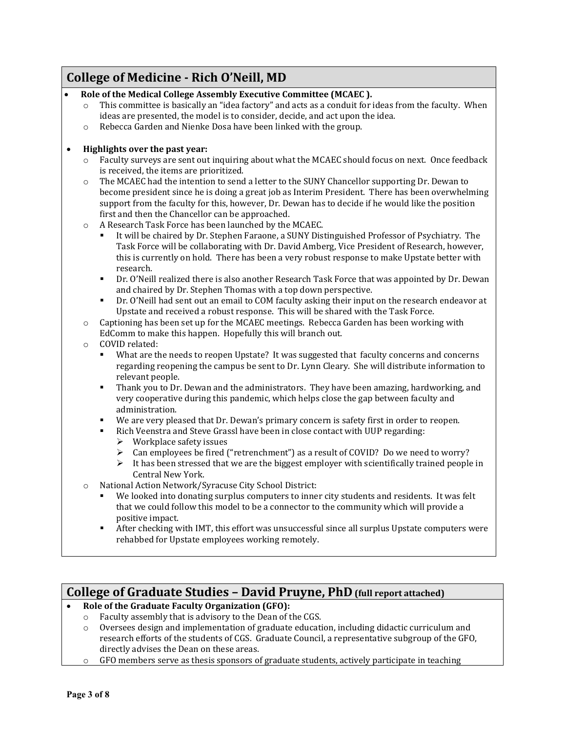## College of Medicine - Rich O'Neill, MD

- **Role of the Medical College Assembly Executive Committee (MCAEC ).**
  - This committee is basically an "idea factory" and acts as a conduit for ideas from the faculty. When ideas are presented, the model is to consider, decide, and act upon the idea.
  - Rebecca Garden and Nienke Dosa have been linked with the group.

- **Highlights over the past year:**
  - Faculty surveys are sent out inquiring about what the MCAEC should focus on next. Once feedback is received, the items are prioritized.
  - The MCAEC had the intention to send a letter to the SUNY Chancellor supporting Dr. Dewan to become president since he is doing a great job as Interim President. There has been overwhelming support from the faculty for this, however, Dr. Dewan has to decide if he would like the position first and then the Chancellor can be approached.
  - A Research Task Force has been launched by the MCAEC.
    - It will be chaired by Dr. Stephen Faraone, a SUNY Distinguished Professor of Psychiatry. The Task Force will be collaborating with Dr. David Amberg, Vice President of Research, however, this is currently on hold. There has been a very robust response to make Upstate better with research.
    - Dr. O'Neill realized there is also another Research Task Force that was appointed by Dr. Dewan and chaired by Dr. Stephen Thomas with a top down perspective.
    - Dr. O'Neill had sent out an email to COM faculty asking their input on the research endeavor at Upstate and received a robust response. This will be shared with the Task Force.
  - Captioning has been set up for the MCAEC meetings. Rebecca Garden has been working with EdComm to make this happen. Hopefully this will branch out.
  - COVID related:
    - What are the needs to reopen Upstate? It was suggested that faculty concerns and concerns regarding reopening the campus be sent to Dr. Lynn Cleary. She will distribute information to relevant people.
    - Thank you to Dr. Dewan and the administrators. They have been amazing, hardworking, and very cooperative during this pandemic, which helps close the gap between faculty and administration.
    - We are very pleased that Dr. Dewan's primary concern is safety first in order to reopen.
    - Rich Veenstra and Steve Grassl have been in close contact with UUP regarding:
      - Workplace safety issues
      - Can employees be fired ("retrenchment") as a result of COVID? Do we need to worry?
      - It has been stressed that we are the biggest employer with scientifically trained people in Central New York.
  - National Action Network/Syracuse City School District:
    - We looked into donating surplus computers to inner city students and residents. It was felt that we could follow this model to be a connector to the community which will provide a positive impact.
    - After checking with IMT, this effort was unsuccessful since all surplus Upstate computers were rehabbed for Upstate employees working remotely.

## College of Graduate Studies – David Pruyne, PhD (full report attached)

- **Role of the Graduate Faculty Organization (GFO):**
  - Faculty assembly that is advisory to the Dean of the CGS.
  - Oversees design and implementation of graduate education, including didactic curriculum and research efforts of the students of CGS. Graduate Council, a representative subgroup of the GFO, directly advises the Dean on these areas.
  - GFO members serve as thesis sponsors of graduate students, actively participate in teaching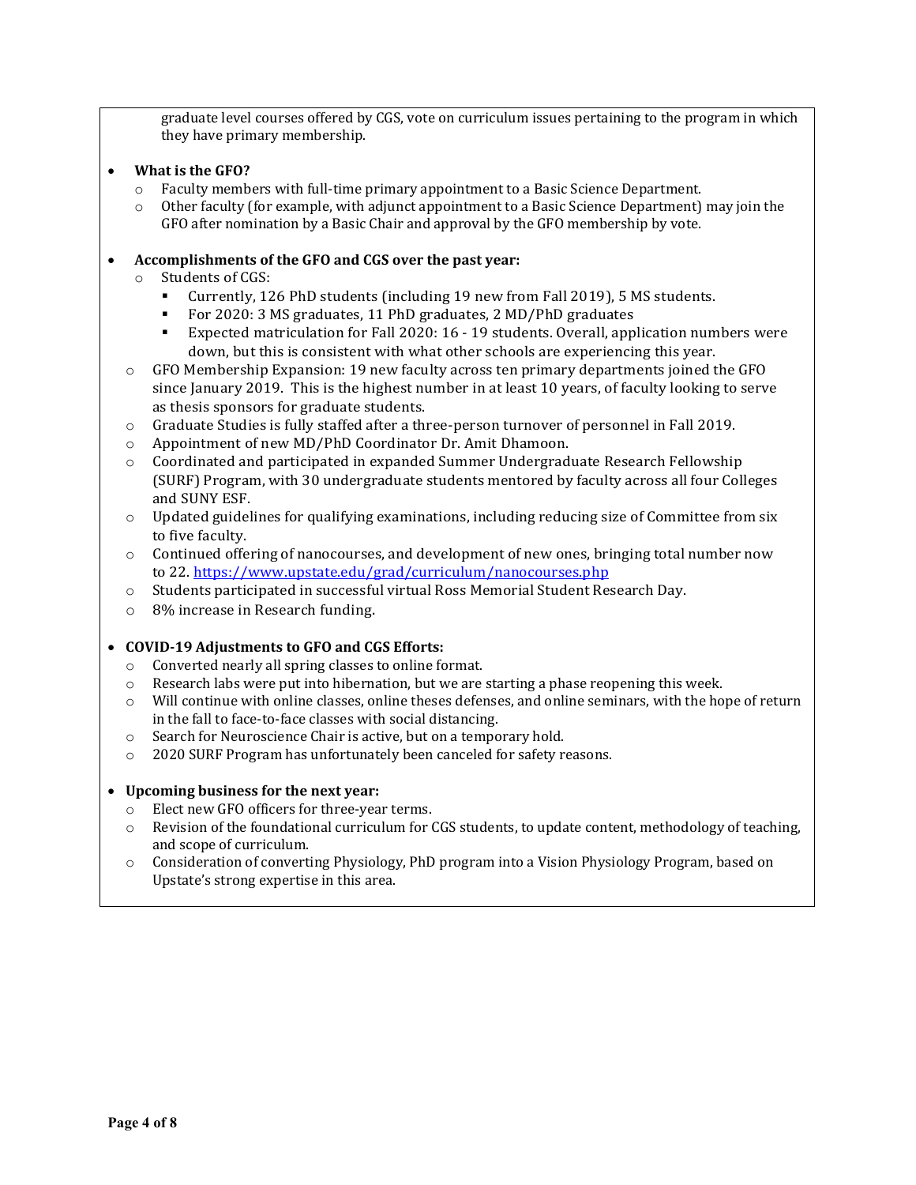graduate level courses offered by CGS, vote on curriculum issues pertaining to the program in which they have primary membership.

- **What is the GFO?**
  - Faculty members with full-time primary appointment to a Basic Science Department.
  - Other faculty (for example, with adjunct appointment to a Basic Science Department) may join the GFO after nomination by a Basic Chair and approval by the GFO membership by vote.

- **Accomplishments of the GFO and CGS over the past year:**
  - Students of CGS:
    - Currently, 126 PhD students (including 19 new from Fall 2019), 5 MS students.
    - For 2020: 3 MS graduates, 11 PhD graduates, 2 MD/PhD graduates
    - Expected matriculation for Fall 2020: 16 - 19 students. Overall, application numbers were down, but this is consistent with what other schools are experiencing this year.
  - GFO Membership Expansion: 19 new faculty across ten primary departments joined the GFO since January 2019. This is the highest number in at least 10 years, of faculty looking to serve as thesis sponsors for graduate students.
  - Graduate Studies is fully staffed after a three-person turnover of personnel in Fall 2019.
  - Appointment of new MD/PhD Coordinator Dr. Amit Dhamoon.
  - Coordinated and participated in expanded Summer Undergraduate Research Fellowship (SURF) Program, with 30 undergraduate students mentored by faculty across all four Colleges and SUNY ESF.
  - Updated guidelines for qualifying examinations, including reducing size of Committee from six to five faculty.
  - Continued offering of nanocourses, and development of new ones, bringing total number now to 22. https://www.upstate.edu/grad/curriculum/nanocourses.php
  - Students participated in successful virtual Ross Memorial Student Research Day.
  - 8% increase in Research funding.

- **COVID-19 Adjustments to GFO and CGS Efforts:**
  - Converted nearly all spring classes to online format.
  - Research labs were put into hibernation, but we are starting a phase reopening this week.
  - Will continue with online classes, online theses defenses, and online seminars, with the hope of return in the fall to face-to-face classes with social distancing.
  - Search for Neuroscience Chair is active, but on a temporary hold.
  - 2020 SURF Program has unfortunately been canceled for safety reasons.

- **Upcoming business for the next year:**
  - Elect new GFO officers for three-year terms.
  - Revision of the foundational curriculum for CGS students, to update content, methodology of teaching, and scope of curriculum.
  - Consideration of converting Physiology, PhD program into a Vision Physiology Program, based on Upstate's strong expertise in this area.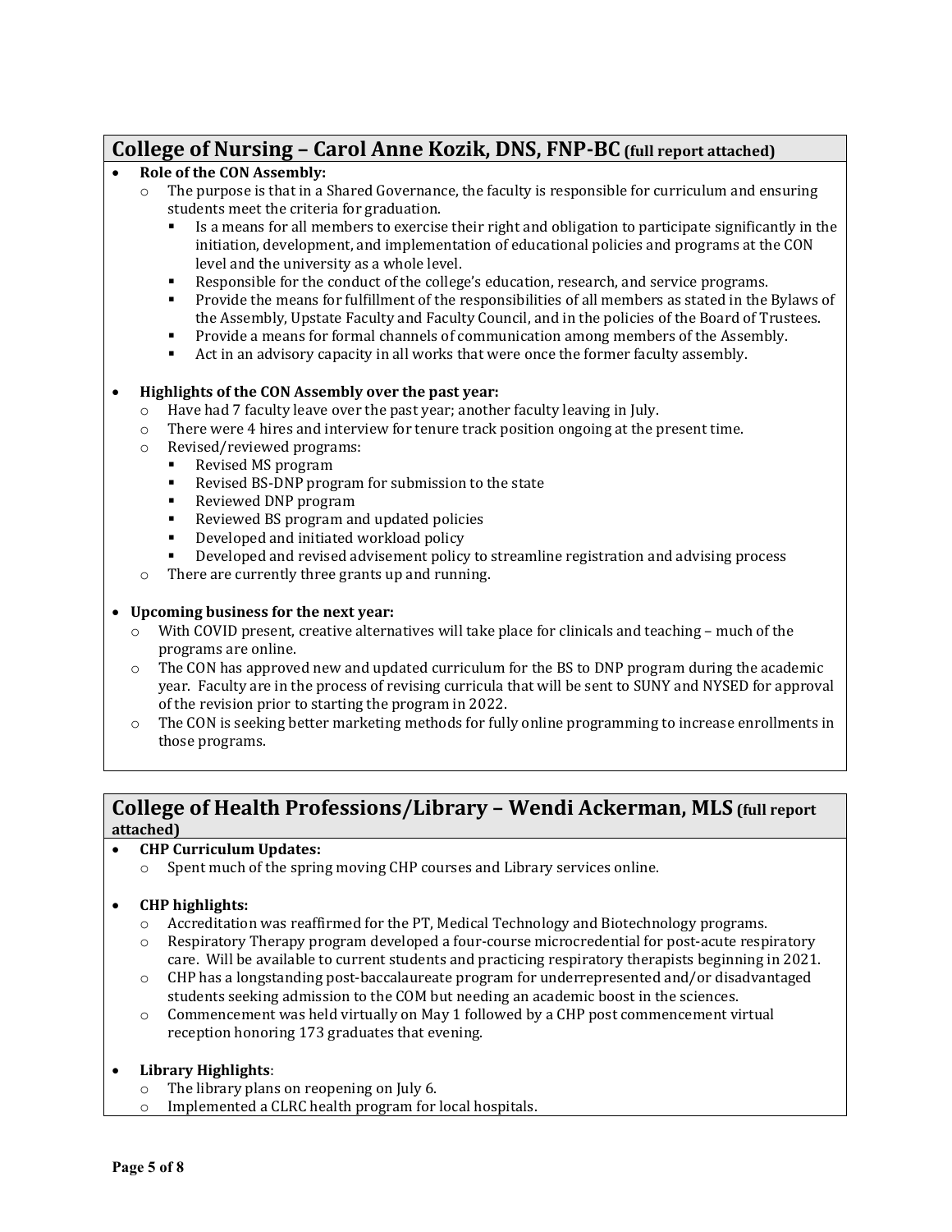## College of Nursing – Carol Anne Kozik, DNS, FNP-BC (full report attached)

- **Role of the CON Assembly:**
  - The purpose is that in a Shared Governance, the faculty is responsible for curriculum and ensuring students meet the criteria for graduation.
    - Is a means for all members to exercise their right and obligation to participate significantly in the initiation, development, and implementation of educational policies and programs at the CON level and the university as a whole level.
    - Responsible for the conduct of the college's education, research, and service programs.
    - Provide the means for fulfillment of the responsibilities of all members as stated in the Bylaws of the Assembly, Upstate Faculty and Faculty Council, and in the policies of the Board of Trustees.
    - Provide a means for formal channels of communication among members of the Assembly.
    - Act in an advisory capacity in all works that were once the former faculty assembly.

- **Highlights of the CON Assembly over the past year:**
  - Have had 7 faculty leave over the past year; another faculty leaving in July.
  - There were 4 hires and interview for tenure track position ongoing at the present time.
  - Revised/reviewed programs:
    - Revised MS program
    - Revised BS-DNP program for submission to the state
    - Reviewed DNP program
    - Reviewed BS program and updated policies
    - Developed and initiated workload policy
    - Developed and revised advisement policy to streamline registration and advising process
  - There are currently three grants up and running.

- **Upcoming business for the next year:**
  - With COVID present, creative alternatives will take place for clinicals and teaching – much of the programs are online.
  - The CON has approved new and updated curriculum for the BS to DNP program during the academic year. Faculty are in the process of revising curricula that will be sent to SUNY and NYSED for approval of the revision prior to starting the program in 2022.
  - The CON is seeking better marketing methods for fully online programming to increase enrollments in those programs.

## College of Health Professions/Library – Wendi Ackerman, MLS (full report attached)

- **CHP Curriculum Updates:**
  - Spent much of the spring moving CHP courses and Library services online.

- **CHP highlights:**
  - Accreditation was reaffirmed for the PT, Medical Technology and Biotechnology programs.
  - Respiratory Therapy program developed a four-course microcredential for post-acute respiratory care. Will be available to current students and practicing respiratory therapists beginning in 2021.
  - CHP has a longstanding post-baccalaureate program for underrepresented and/or disadvantaged students seeking admission to the COM but needing an academic boost in the sciences.
  - Commencement was held virtually on May 1 followed by a CHP post commencement virtual reception honoring 173 graduates that evening.

- **Library Highlights**:
  - The library plans on reopening on July 6.
  - Implemented a CLRC health program for local hospitals.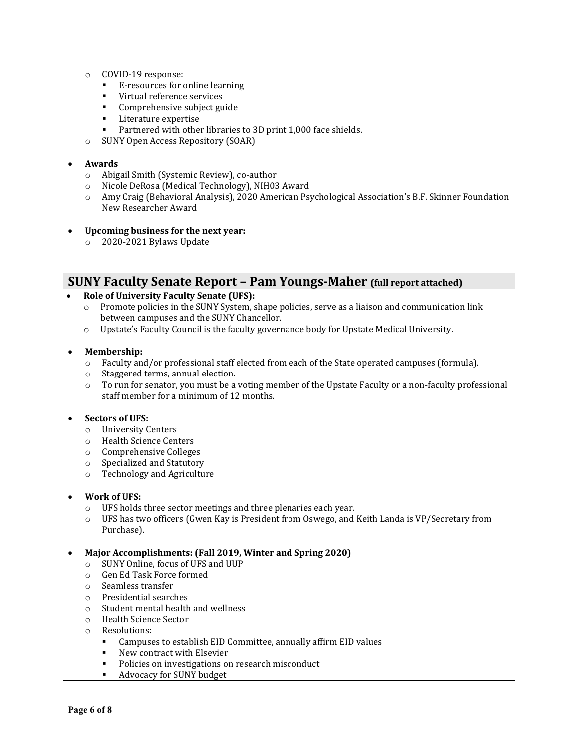- COVID-19 response:
  - E-resources for online learning
  - Virtual reference services
  - Comprehensive subject guide
  - Literature expertise
  - Partnered with other libraries to 3D print 1,000 face shields.
- SUNY Open Access Repository (SOAR)

- **Awards**
  - Abigail Smith (Systemic Review), co-author
  - Nicole DeRosa (Medical Technology), NIH03 Award
  - Amy Craig (Behavioral Analysis), 2020 American Psychological Association's B.F. Skinner Foundation New Researcher Award

- **Upcoming business for the next year:**
  - 2020-2021 Bylaws Update

## SUNY Faculty Senate Report – Pam Youngs-Maher (full report attached)

- **Role of University Faculty Senate (UFS):**
  - Promote policies in the SUNY System, shape policies, serve as a liaison and communication link between campuses and the SUNY Chancellor.
  - Upstate's Faculty Council is the faculty governance body for Upstate Medical University.

- **Membership:**
  - Faculty and/or professional staff elected from each of the State operated campuses (formula).
  - Staggered terms, annual election.
  - To run for senator, you must be a voting member of the Upstate Faculty or a non-faculty professional staff member for a minimum of 12 months.

- **Sectors of UFS:**
  - University Centers
  - Health Science Centers
  - Comprehensive Colleges
  - Specialized and Statutory
  - Technology and Agriculture

- **Work of UFS:**
  - UFS holds three sector meetings and three plenaries each year.
  - UFS has two officers (Gwen Kay is President from Oswego, and Keith Landa is VP/Secretary from Purchase).

- **Major Accomplishments: (Fall 2019, Winter and Spring 2020)**
  - SUNY Online, focus of UFS and UUP
  - Gen Ed Task Force formed
  - Seamless transfer
  - Presidential searches
  - Student mental health and wellness
  - Health Science Sector
  - Resolutions:
    - Campuses to establish EID Committee, annually affirm EID values
    - New contract with Elsevier
    - Policies on investigations on research misconduct
    - Advocacy for SUNY budget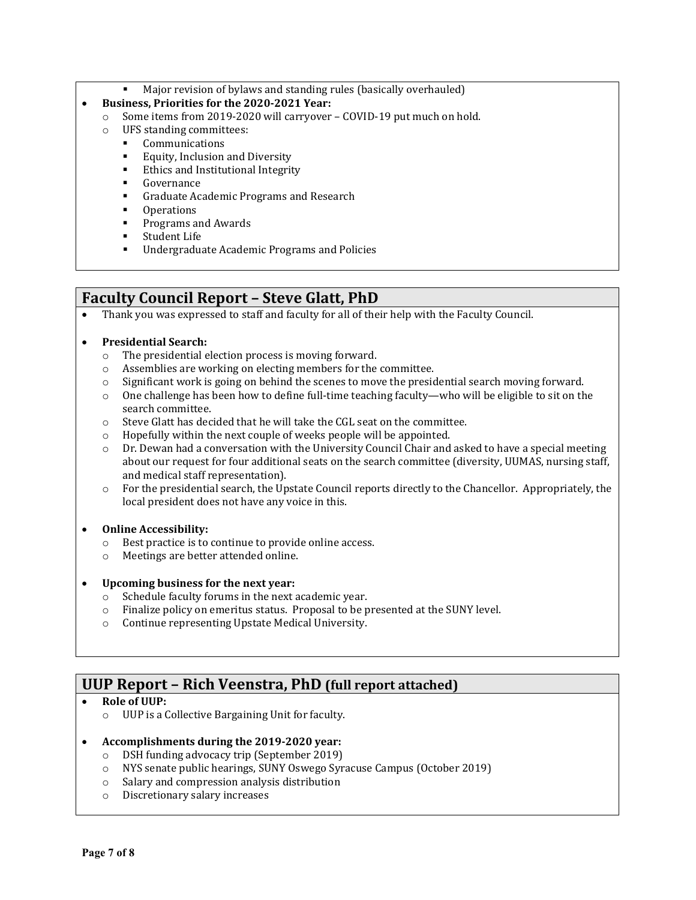- Major revision of bylaws and standing rules (basically overhauled)
- **Business, Priorities for the 2020-2021 Year:**
  - Some items from 2019-2020 will carryover – COVID-19 put much on hold.
  - UFS standing committees:
    - Communications
    - Equity, Inclusion and Diversity
    - Ethics and Institutional Integrity
    - Governance
    - Graduate Academic Programs and Research
    - Operations
    - Programs and Awards
    - Student Life
    - Undergraduate Academic Programs and Policies

## Faculty Council Report – Steve Glatt, PhD

- Thank you was expressed to staff and faculty for all of their help with the Faculty Council.

- **Presidential Search:**
  - The presidential election process is moving forward.
  - Assemblies are working on electing members for the committee.
  - Significant work is going on behind the scenes to move the presidential search moving forward.
  - One challenge has been how to define full-time teaching faculty—who will be eligible to sit on the search committee.
  - Steve Glatt has decided that he will take the CGL seat on the committee.
  - Hopefully within the next couple of weeks people will be appointed.
  - Dr. Dewan had a conversation with the University Council Chair and asked to have a special meeting about our request for four additional seats on the search committee (diversity, UUMAS, nursing staff, and medical staff representation).
  - For the presidential search, the Upstate Council reports directly to the Chancellor. Appropriately, the local president does not have any voice in this.

- **Online Accessibility:**
  - Best practice is to continue to provide online access.
  - Meetings are better attended online.

- **Upcoming business for the next year:**
  - Schedule faculty forums in the next academic year.
  - Finalize policy on emeritus status. Proposal to be presented at the SUNY level.
  - Continue representing Upstate Medical University.

## UUP Report – Rich Veenstra, PhD (full report attached)

- **Role of UUP:**
  - UUP is a Collective Bargaining Unit for faculty.

- **Accomplishments during the 2019-2020 year:**
  - DSH funding advocacy trip (September 2019)
  - NYS senate public hearings, SUNY Oswego Syracuse Campus (October 2019)
  - Salary and compression analysis distribution
  - Discretionary salary increases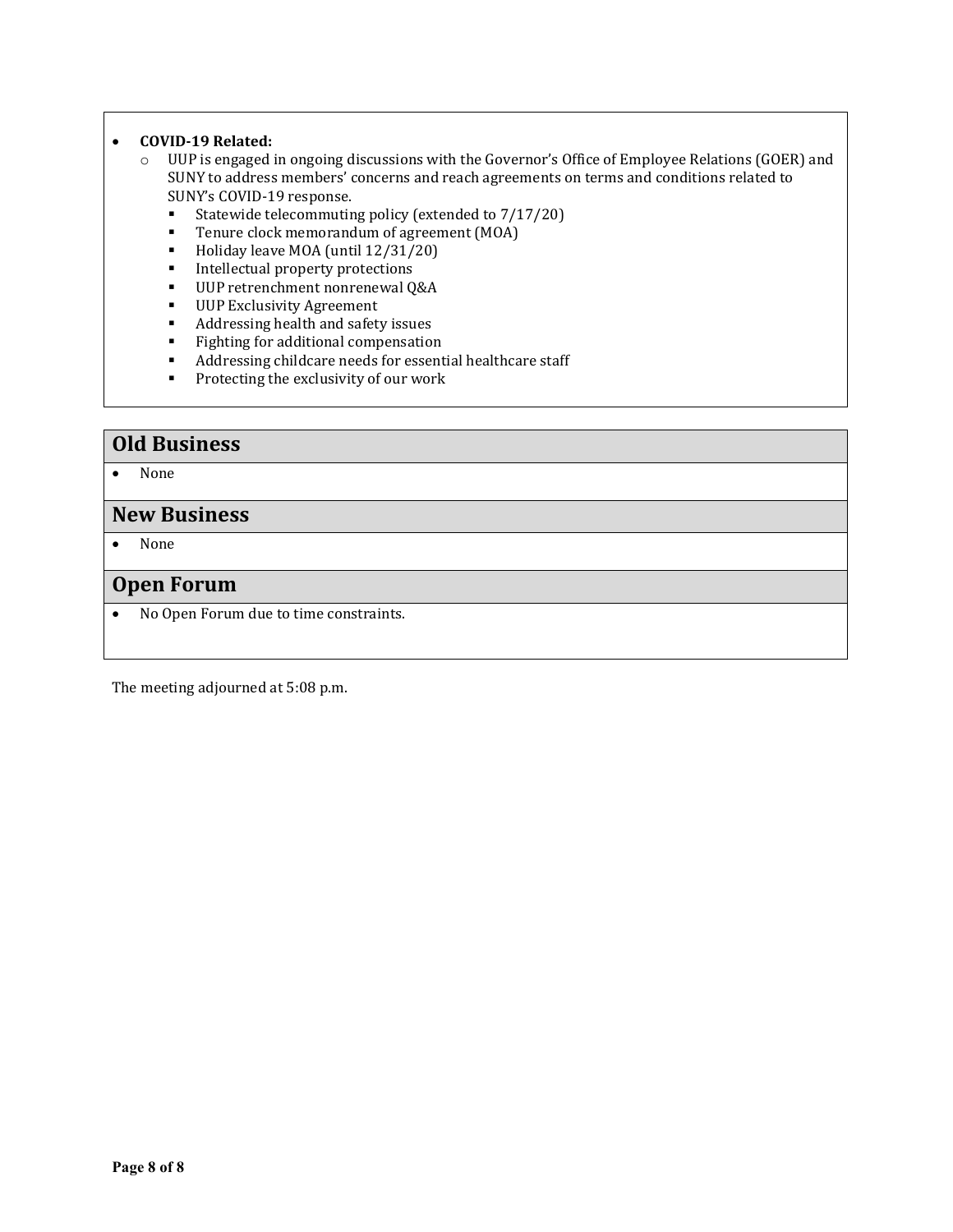- **COVID-19 Related:**
  - UUP is engaged in ongoing discussions with the Governor's Office of Employee Relations (GOER) and SUNY to address members' concerns and reach agreements on terms and conditions related to SUNY's COVID-19 response.
    - Statewide telecommuting policy (extended to 7/17/20)
    - Tenure clock memorandum of agreement (MOA)
    - Holiday leave MOA (until 12/31/20)
    - Intellectual property protections
    - UUP retrenchment nonrenewal Q&A
    - UUP Exclusivity Agreement
    - Addressing health and safety issues
    - Fighting for additional compensation
    - Addressing childcare needs for essential healthcare staff
    - Protecting the exclusivity of our work

## Old Business

- None

## New Business

- None

## Open Forum

- No Open Forum due to time constraints.

The meeting adjourned at 5:08 p.m.